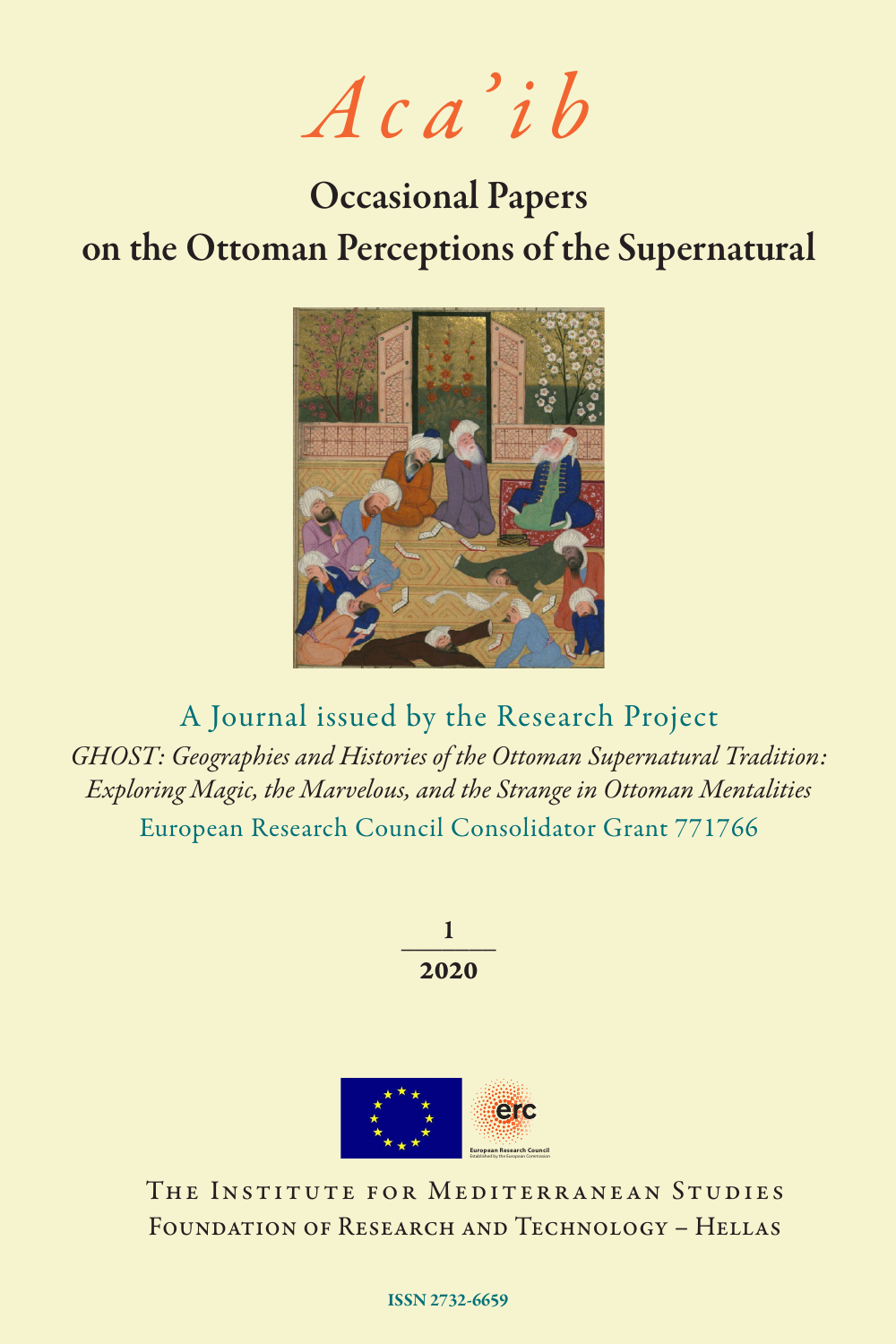# *Aca'ib*

## Occasional Papers on the Ottoman Perceptions of the Supernatural

A Journal issued by the Research Project

*GHOST: Geographies and Histories of the Ottoman Supernatural Tradition: Exploring Magic, the Marvelous, and the Strange in Ottoman Mentalities*

European Research Council Consolidator Grant 771766

**1**

**2020**

The Institute for Mediterranean Studies

Foundation of Research and Technology – Hellas

ISSN 2732-6659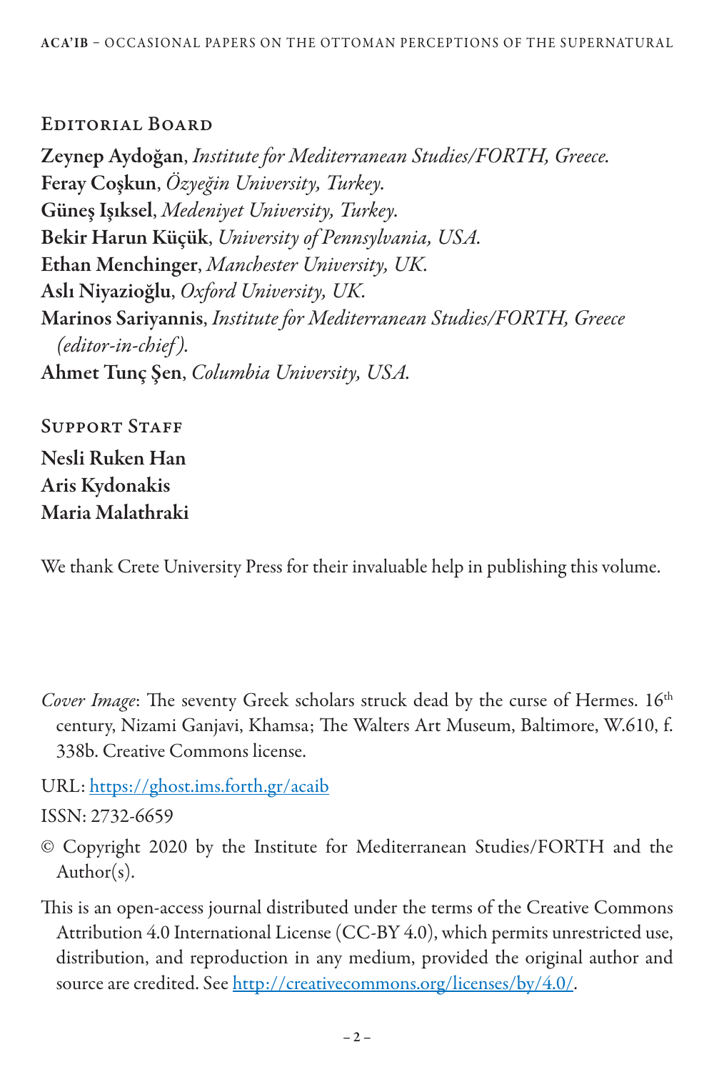## Editorial Board

**Zeynep Aydoğan**, *Institute for Mediterranean Studies/FORTH, Greece.*
**Feray Coşkun**, *Özyeğin University, Turkey.*
**Güneş Işıksel**, *Medeniyet University, Turkey.*
**Bekir Harun Küçük**, *University of Pennsylvania, USA.*
**Ethan Menchinger**, *Manchester University, UK.*
**Aslı Niyazioğlu**, *Oxford University, UK.*
**Marinos Sariyannis**, *Institute for Mediterranean Studies/FORTH, Greece (editor-in-chief).*
**Ahmet Tunç Şen**, *Columbia University, USA.*

## Support Staff

**Nesli Ruken Han**
**Aris Kydonakis**
**Maria Malathraki**

We thank Crete University Press for their invaluable help in publishing this volume.

*Cover Image*: The seventy Greek scholars struck dead by the curse of Hermes. 16th century, Nizami Ganjavi, Khamsa; The Walters Art Museum, Baltimore, W.610, f. 338b. Creative Commons license.

URL: https://ghost.ims.forth.gr/acaib

ISSN: 2732-6659

© Copyright 2020 by the Institute for Mediterranean Studies/FORTH and the Author(s).

This is an open-access journal distributed under the terms of the Creative Commons Attribution 4.0 International License (CC-BY 4.0), which permits unrestricted use, distribution, and reproduction in any medium, provided the original author and source are credited. See http://creativecommons.org/licenses/by/4.0/.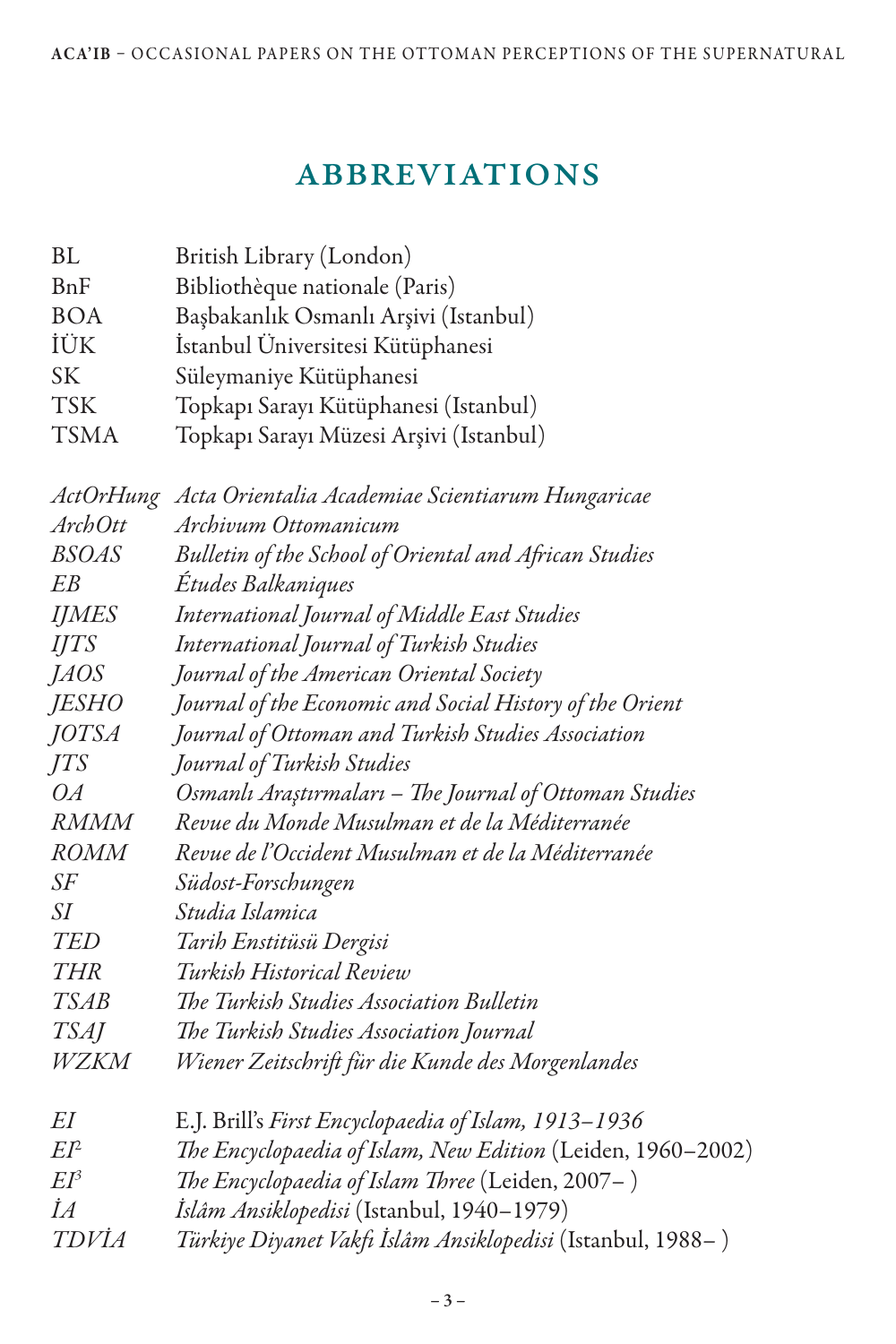# ABBREVIATIONS

| | |
|---|---|
| BL | British Library (London) |
| BnF | Bibliothèque nationale (Paris) |
| BOA | Başbakanlık Osmanlı Arşivi (Istanbul) |
| İÜK | İstanbul Üniversitesi Kütüphanesi |
| SK | Süleymaniye Kütüphanesi |
| TSK | Topkapı Sarayı Kütüphanesi (Istanbul) |
| TSMA | Topkapı Sarayı Müzesi Arşivi (Istanbul) |
| *ActOrHung* | *Acta Orientalia Academiae Scientiarum Hungaricae* |
| *ArchOtt* | *Archivum Ottomanicum* |
| *BSOAS* | *Bulletin of the School of Oriental and African Studies* |
| *EB* | *Études Balkaniques* |
| *IJMES* | *International Journal of Middle East Studies* |
| *IJTS* | *International Journal of Turkish Studies* |
| *JAOS* | *Journal of the American Oriental Society* |
| *JESHO* | *Journal of the Economic and Social History of the Orient* |
| *JOTSA* | *Journal of Ottoman and Turkish Studies Association* |
| *JTS* | *Journal of Turkish Studies* |
| *OA* | *Osmanlı Araştırmaları – The Journal of Ottoman Studies* |
| *RMMM* | *Revue du Monde Musulman et de la Méditerranée* |
| *ROMM* | *Revue de l'Occident Musulman et de la Méditerranée* |
| *SF* | *Südost-Forschungen* |
| *SI* | *Studia Islamica* |
| *TED* | *Tarih Enstitüsü Dergisi* |
| *THR* | *Turkish Historical Review* |
| *TSAB* | *The Turkish Studies Association Bulletin* |
| *TSAJ* | *The Turkish Studies Association Journal* |
| *WZKM* | *Wiener Zeitschrift für die Kunde des Morgenlandes* |
| *EI* | E.J. Brill's *First Encyclopaedia of Islam, 1913–1936* |
| *EI²* | *The Encyclopaedia of Islam, New Edition* (Leiden, 1960–2002) |
| *EI³* | *The Encyclopaedia of Islam Three* (Leiden, 2007– ) |
| *İA* | *İslâm Ansiklopedisi* (Istanbul, 1940–1979) |
| *TDVİA* | *Türkiye Diyanet Vakfı İslâm Ansiklopedisi* (Istanbul, 1988– ) |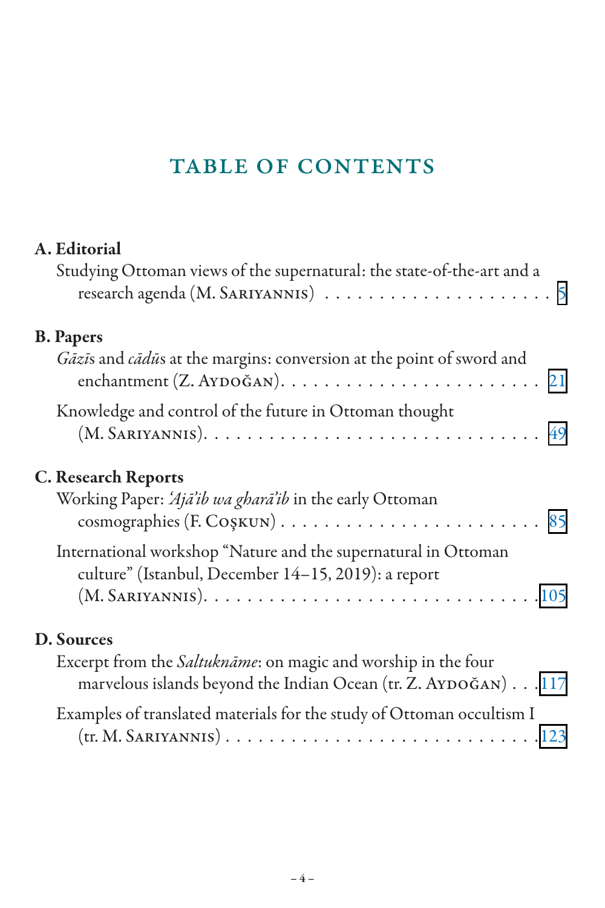# TABLE OF CONTENTS

## A. Editorial

Studying Ottoman views of the supernatural: the state-of-the-art and a research agenda (M. Sariyannis) . . . . . . . . . . . . . . . . . . . . . 5

## B. Papers

*Gāzī*s and *cādū*s at the margins: conversion at the point of sword and enchantment (Z. Aydoğan). . . . . . . . . . . . . . . . . . . . . . . . 21

Knowledge and control of the future in Ottoman thought (M. Sariyannis). . . . . . . . . . . . . . . . . . . . . . . . . . . . . 49

## C. Research Reports

Working Paper: *ʿAjāʾib wa gharāʾib* in the early Ottoman cosmographies (F. Coşkun) . . . . . . . . . . . . . . . . . . . . . . . . 85

International workshop "Nature and the supernatural in Ottoman culture" (Istanbul, December 14–15, 2019): a report (M. Sariyannis). . . . . . . . . . . . . . . . . . . . . . . . . . . . . . 105

## D. Sources

Excerpt from the *Saltuknāme*: on magic and worship in the four marvelous islands beyond the Indian Ocean (tr. Z. Aydoğan) . . . 117

Examples of translated materials for the study of Ottoman occultism I (tr. M. Sariyannis) . . . . . . . . . . . . . . . . . . . . . . . . . . . 123